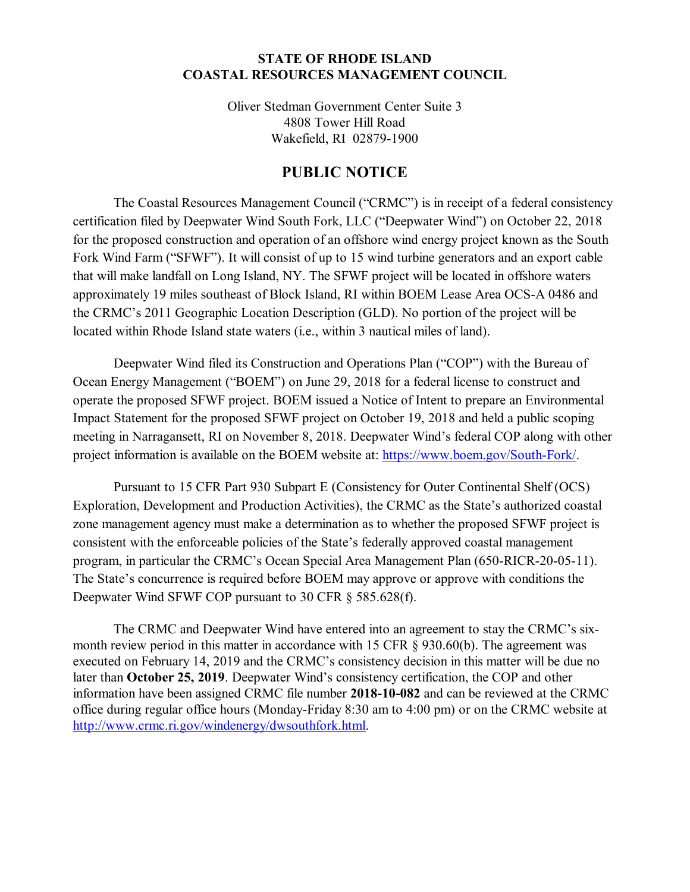**STATE OF RHODE ISLAND**
**COASTAL RESOURCES MANAGEMENT COUNCIL**

Oliver Stedman Government Center Suite 3
4808 Tower Hill Road
Wakefield, RI 02879-1900

# PUBLIC NOTICE

The Coastal Resources Management Council ("CRMC") is in receipt of a federal consistency certification filed by Deepwater Wind South Fork, LLC ("Deepwater Wind") on October 22, 2018 for the proposed construction and operation of an offshore wind energy project known as the South Fork Wind Farm ("SFWF"). It will consist of up to 15 wind turbine generators and an export cable that will make landfall on Long Island, NY. The SFWF project will be located in offshore waters approximately 19 miles southeast of Block Island, RI within BOEM Lease Area OCS-A 0486 and the CRMC's 2011 Geographic Location Description (GLD). No portion of the project will be located within Rhode Island state waters (i.e., within 3 nautical miles of land).

Deepwater Wind filed its Construction and Operations Plan ("COP") with the Bureau of Ocean Energy Management ("BOEM") on June 29, 2018 for a federal license to construct and operate the proposed SFWF project. BOEM issued a Notice of Intent to prepare an Environmental Impact Statement for the proposed SFWF project on October 19, 2018 and held a public scoping meeting in Narragansett, RI on November 8, 2018. Deepwater Wind's federal COP along with other project information is available on the BOEM website at: [https://www.boem.gov/South-Fork/](https://www.boem.gov/South-Fork/).

Pursuant to 15 CFR Part 930 Subpart E (Consistency for Outer Continental Shelf (OCS) Exploration, Development and Production Activities), the CRMC as the State's authorized coastal zone management agency must make a determination as to whether the proposed SFWF project is consistent with the enforceable policies of the State's federally approved coastal management program, in particular the CRMC's Ocean Special Area Management Plan (650-RICR-20-05-11). The State's concurrence is required before BOEM may approve or approve with conditions the Deepwater Wind SFWF COP pursuant to 30 CFR § 585.628(f).

The CRMC and Deepwater Wind have entered into an agreement to stay the CRMC's six-month review period in this matter in accordance with 15 CFR § 930.60(b). The agreement was executed on February 14, 2019 and the CRMC's consistency decision in this matter will be due no later than **October 25, 2019**. Deepwater Wind's consistency certification, the COP and other information have been assigned CRMC file number **2018-10-082** and can be reviewed at the CRMC office during regular office hours (Monday-Friday 8:30 am to 4:00 pm) or on the CRMC website at [http://www.crmc.ri.gov/windenergy/dwsouthfork.html](http://www.crmc.ri.gov/windenergy/dwsouthfork.html).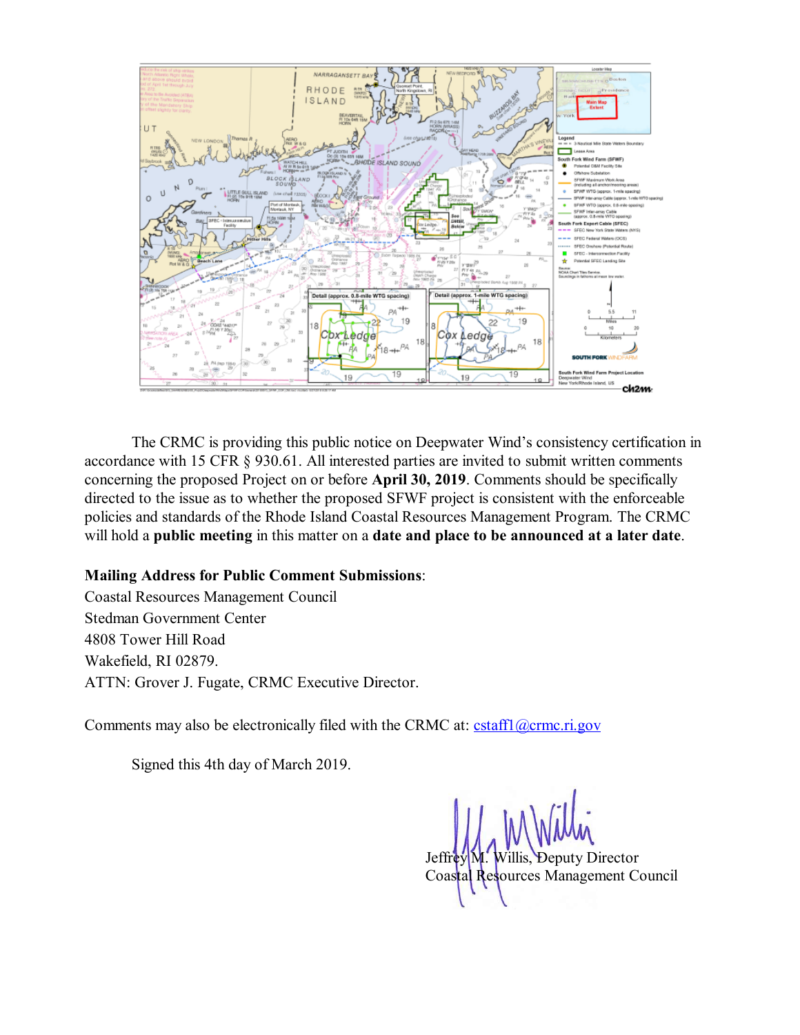The CRMC is providing this public notice on Deepwater Wind's consistency certification in accordance with 15 CFR § 930.61. All interested parties are invited to submit written comments concerning the proposed Project on or before **April 30, 2019**. Comments should be specifically directed to the issue as to whether the proposed SFWF project is consistent with the enforceable policies and standards of the Rhode Island Coastal Resources Management Program. The CRMC will hold a **public meeting** in this matter on a **date and place to be announced at a later date**.

**Mailing Address for Public Comment Submissions**:
Coastal Resources Management Council
Stedman Government Center
4808 Tower Hill Road
Wakefield, RI 02879.
ATTN: Grover J. Fugate, CRMC Executive Director.

Comments may also be electronically filed with the CRMC at: cstaff1@crmc.ri.gov

Signed this 4th day of March 2019.

Jeffrey M. Willis, Deputy Director
Coastal Resources Management Council